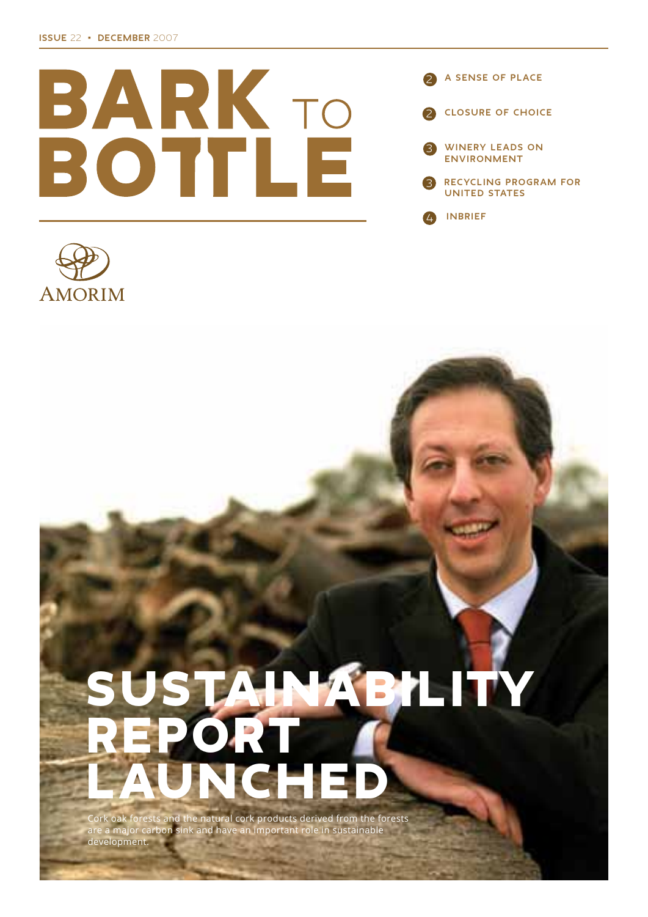ISSUE 22 • DECEMBER 2007

# BARK TO BOTTLE

2 A SENSE OF PLACE

2 CLOSURE OF CHOICE

3 WINERY LEADS ON ENVIRONMENT

3 RECYCLING PROGRAM FOR UNITED STATES

4 INBRIEF

AMORIM

# SUSTAINABILITY REPORT LAUNCHED

Cork oak forests and the natural cork products derived from the forests are a major carbon sink and have an important role in sustainable development.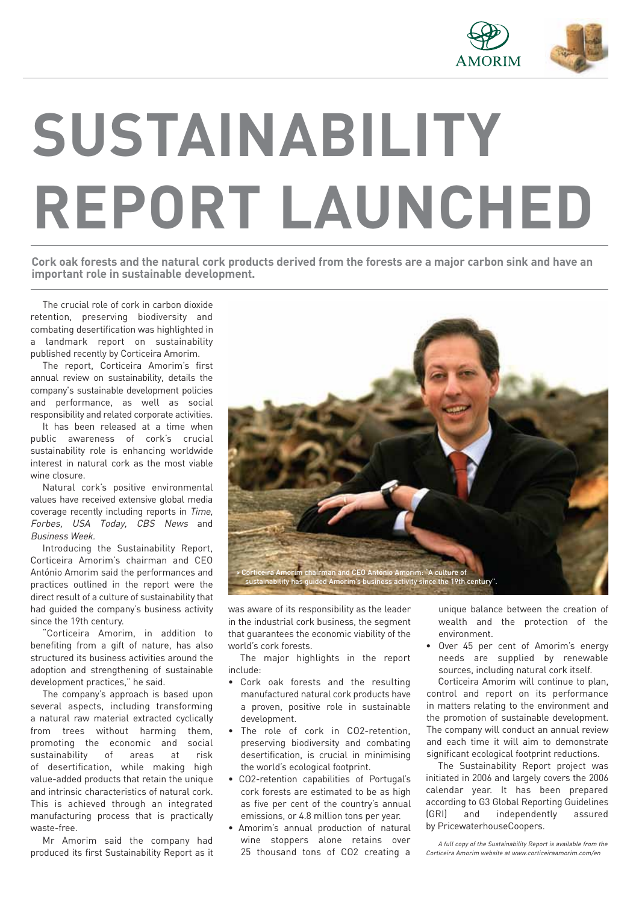# SUSTAINABILITY REPORT LAUNCHED

**Cork oak forests and the natural cork products derived from the forests are a major carbon sink and have an important role in sustainable development.**

The crucial role of cork in carbon dioxide retention, preserving biodiversity and combating desertification was highlighted in a landmark report on sustainability published recently by Corticeira Amorim.

The report, Corticeira Amorim's first annual review on sustainability, details the company's sustainable development policies and performance, as well as social responsibility and related corporate activities.

It has been released at a time when public awareness of cork's crucial sustainability role is enhancing worldwide interest in natural cork as the most viable wine closure.

Natural cork's positive environmental values have received extensive global media coverage recently including reports in *Time, Forbes, USA Today, CBS News* and *Business Week.*

Introducing the Sustainability Report, Corticeira Amorim's chairman and CEO António Amorim said the performances and practices outlined in the report were the direct result of a culture of sustainability that had guided the company's business activity since the 19th century.

"Corticeira Amorim, in addition to benefiting from a gift of nature, has also structured its business activities around the adoption and strengthening of sustainable development practices," he said.

The company's approach is based upon several aspects, including transforming a natural raw material extracted cyclically from trees without harming them, promoting the economic and social sustainability of areas at risk of desertification, while making high value-added products that retain the unique and intrinsic characteristics of natural cork. This is achieved through an integrated manufacturing process that is practically waste-free.

Mr Amorim said the company had produced its first Sustainability Report as it was aware of its responsibility as the leader in the industrial cork business, the segment that guarantees the economic viability of the world's cork forests.

> Corticeira Amorim chairman and CEO António Amorim: "A culture of sustainability has guided Amorim's business activity since the 19th century".

The major highlights in the report include:

- Cork oak forests and the resulting manufactured natural cork products have a proven, positive role in sustainable development.
- The role of cork in CO2-retention, preserving biodiversity and combating desertification, is crucial in minimising the world's ecological footprint.
- CO2-retention capabilities of Portugal's cork forests are estimated to be as high as five per cent of the country's annual emissions, or 4.8 million tons per year.
- Amorim's annual production of natural wine stoppers alone retains over 25 thousand tons of CO2 creating a unique balance between the creation of wealth and the protection of the environment.
- Over 45 per cent of Amorim's energy needs are supplied by renewable sources, including natural cork itself.

Corticeira Amorim will continue to plan, control and report on its performance in matters relating to the environment and the promotion of sustainable development. The company will conduct an annual review and each time it will aim to demonstrate significant ecological footprint reductions.

The Sustainability Report project was initiated in 2006 and largely covers the 2006 calendar year. It has been prepared according to G3 Global Reporting Guidelines (GRI) and independently assured by PricewaterhouseCoopers.

*A full copy of the Sustainability Report is available from the Corticeira Amorim website at www.corticeiraamorim.com/en*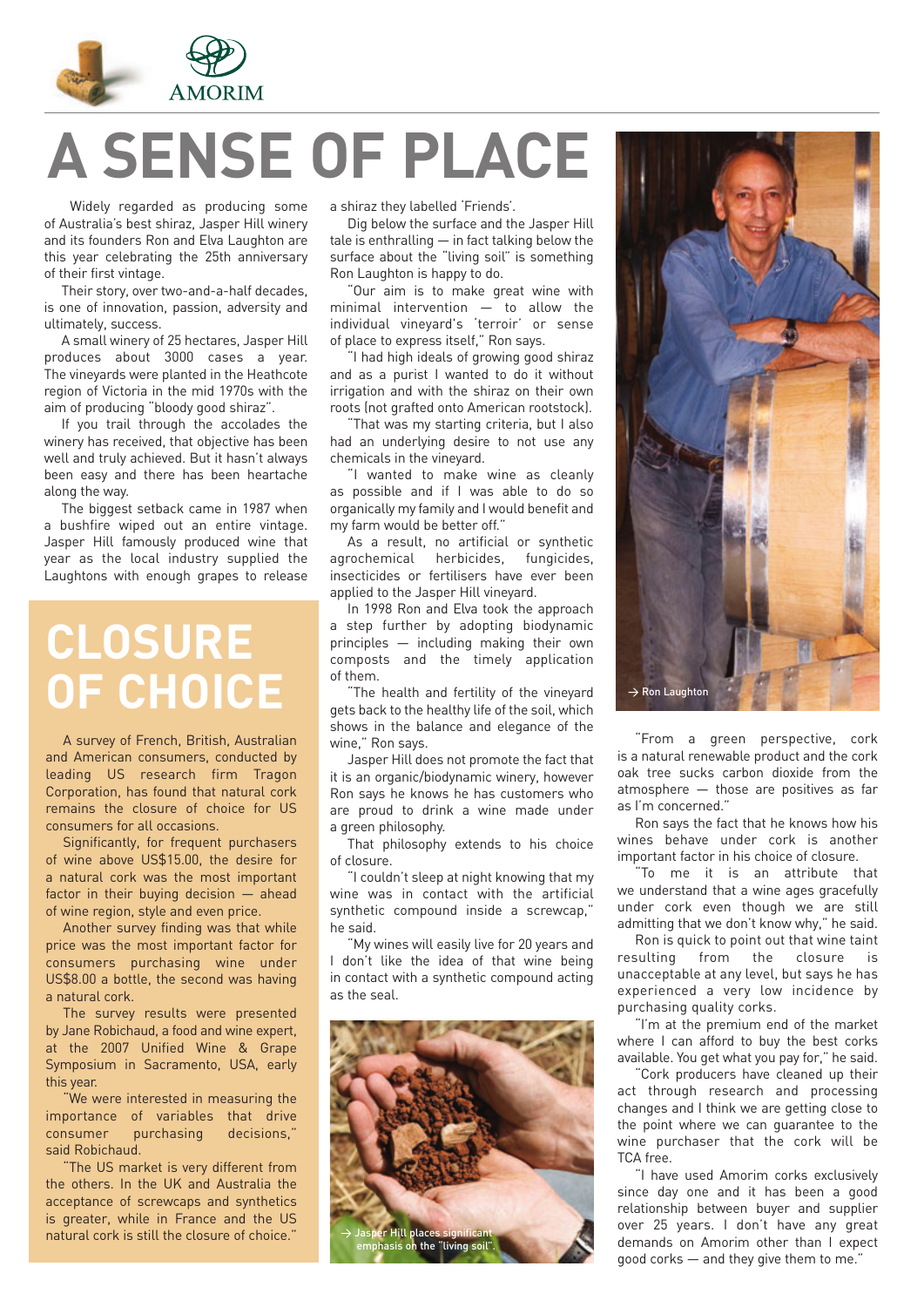# A SENSE OF PLACE

Widely regarded as producing some of Australia's best shiraz, Jasper Hill winery and its founders Ron and Elva Laughton are this year celebrating the 25th anniversary of their first vintage.

Their story, over two-and-a-half decades, is one of innovation, passion, adversity and ultimately, success.

A small winery of 25 hectares, Jasper Hill produces about 3000 cases a year. The vineyards were planted in the Heathcote region of Victoria in the mid 1970s with the aim of producing "bloody good shiraz".

If you trail through the accolades the winery has received, that objective has been well and truly achieved. But it hasn't always been easy and there has been heartache along the way.

The biggest setback came in 1987 when a bushfire wiped out an entire vintage. Jasper Hill famously produced wine that year as the local industry supplied the Laughtons with enough grapes to release a shiraz they labelled 'Friends'.

Dig below the surface and the Jasper Hill tale is enthralling — in fact talking below the surface about the "living soil" is something Ron Laughton is happy to do.

"Our aim is to make great wine with minimal intervention — to allow the individual vineyard's 'terroir' or sense of place to express itself," Ron says.

"I had high ideals of growing good shiraz and as a purist I wanted to do it without irrigation and with the shiraz on their own roots (not grafted onto American rootstock).

"That was my starting criteria, but I also had an underlying desire to not use any chemicals in the vineyard.

"I wanted to make wine as cleanly as possible and if I was able to do so organically my family and I would benefit and my farm would be better off."

As a result, no artificial or synthetic agrochemical herbicides, fungicides, insecticides or fertilisers have ever been applied to the Jasper Hill vineyard.

In 1998 Ron and Elva took the approach a step further by adopting biodynamic principles — including making their own composts and the timely application of them.

"The health and fertility of the vineyard gets back to the healthy life of the soil, which shows in the balance and elegance of the wine," Ron says.

Jasper Hill does not promote the fact that it is an organic/biodynamic winery, however Ron says he knows he has customers who are proud to drink a wine made under a green philosophy.

That philosophy extends to his choice of closure.

"I couldn't sleep at night knowing that my wine was in contact with the artificial synthetic compound inside a screwcap," he said.

"My wines will easily live for 20 years and I don't like the idea of that wine being in contact with a synthetic compound acting as the seal.

→ Jasper Hill places significant emphasis on the "living soil".

→ Ron Laughton

"From a green perspective, cork is a natural renewable product and the cork oak tree sucks carbon dioxide from the atmosphere — those are positives as far as I'm concerned."

Ron says the fact that he knows how his wines behave under cork is another important factor in his choice of closure.

"To me it is an attribute that we understand that a wine ages gracefully under cork even though we are still admitting that we don't know why," he said.

Ron is quick to point out that wine taint resulting from the closure is unacceptable at any level, but says he has experienced a very low incidence by purchasing quality corks.

"I'm at the premium end of the market where I can afford to buy the best corks available. You get what you pay for," he said.

"Cork producers have cleaned up their act through research and processing changes and I think we are getting close to the point where we can guarantee to the wine purchaser that the cork will be TCA free.

"I have used Amorim corks exclusively since day one and it has been a good relationship between buyer and supplier over 25 years. I don't have any great demands on Amorim other than I expect good corks — and they give them to me."

## CLOSURE OF CHOICE

A survey of French, British, Australian and American consumers, conducted by leading US research firm Tragon Corporation, has found that natural cork remains the closure of choice for US consumers for all occasions.

Significantly, for frequent purchasers of wine above US$15.00, the desire for a natural cork was the most important factor in their buying decision — ahead of wine region, style and even price.

Another survey finding was that while price was the most important factor for consumers purchasing wine under US$8.00 a bottle, the second was having a natural cork.

The survey results were presented by Jane Robichaud, a food and wine expert, at the 2007 Unified Wine & Grape Symposium in Sacramento, USA, early this year.

"We were interested in measuring the importance of variables that drive consumer purchasing decisions," said Robichaud.

"The US market is very different from the others. In the UK and Australia the acceptance of screwcaps and synthetics is greater, while in France and the US natural cork is still the closure of choice."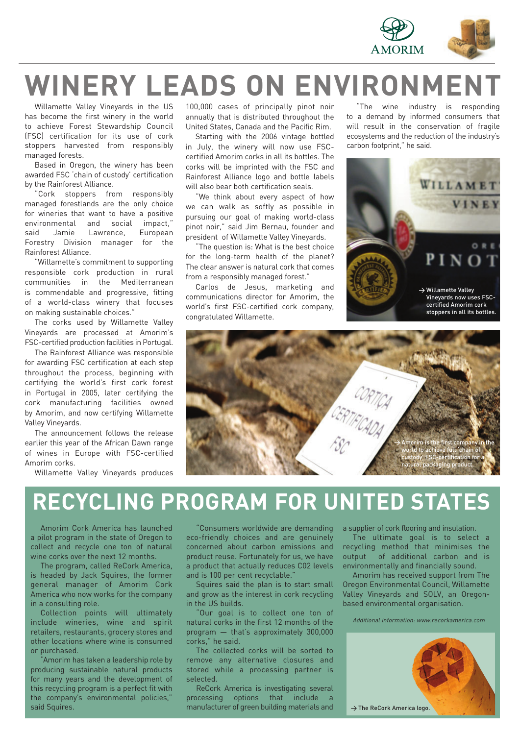# WINERY LEADS ON ENVIRONMENT

Willamette Valley Vineyards in the US has become the first winery in the world to achieve Forest Stewardship Council (FSC) certification for its use of cork stoppers harvested from responsibly managed forests.

Based in Oregon, the winery has been awarded FSC 'chain of custody' certification by the Rainforest Alliance.

"Cork stoppers from responsibly managed forestlands are the only choice for wineries that want to have a positive environmental and social impact," said Jamie Lawrence, European Forestry Division manager for the Rainforest Alliance.

"Willamette's commitment to supporting responsible cork production in rural communities in the Mediterranean is commendable and progressive, fitting of a world-class winery that focuses on making sustainable choices."

The corks used by Willamette Valley Vineyards are processed at Amorim's FSC-certified production facilities in Portugal.

The Rainforest Alliance was responsible for awarding FSC certification at each step throughout the process, beginning with certifying the world's first cork forest in Portugal in 2005, later certifying the cork manufacturing facilities owned by Amorim, and now certifying Willamette Valley Vineyards.

The announcement follows the release earlier this year of the African Dawn range of wines in Europe with FSC-certified Amorim corks.

Willamette Valley Vineyards produces 100,000 cases of principally pinot noir annually that is distributed throughout the United States, Canada and the Pacific Rim.

Starting with the 2006 vintage bottled in July, the winery will now use FSC-certified Amorim corks in all its bottles. The corks will be imprinted with the FSC and Rainforest Alliance logo and bottle labels will also bear both certification seals.

"We think about every aspect of how we can walk as softly as possible in pursuing our goal of making world-class pinot noir," said Jim Bernau, founder and president of Willamette Valley Vineyards.

"The question is: What is the best choice for the long-term health of the planet? The clear answer is natural cork that comes from a responsibly managed forest."

Carlos de Jesus, marketing and communications director for Amorim, the world's first FSC-certified cork company, congratulated Willamette.

"The wine industry is responding to a demand by informed consumers that will result in the conservation of fragile ecosystems and the reduction of the industry's carbon footprint," he said.

→ Willamette Valley Vineyards now uses FSC-certified Amorim cork stoppers in all its bottles.

→ Amorim is the first company in the world to achieve full 'chain of custody' FSC-certification for a natural packaging product.

# RECYCLING PROGRAM FOR UNITED STATES

Amorim Cork America has launched a pilot program in the state of Oregon to collect and recycle one ton of natural wine corks over the next 12 months.

The program, called ReCork America, is headed by Jack Squires, the former general manager of Amorim Cork America who now works for the company in a consulting role.

Collection points will ultimately include wineries, wine and spirit retailers, restaurants, grocery stores and other locations where wine is consumed or purchased.

"Amorim has taken a leadership role by producing sustainable natural products for many years and the development of this recycling program is a perfect fit with the company's environmental policies," said Squires.

"Consumers worldwide are demanding eco-friendly choices and are genuinely concerned about carbon emissions and product reuse. Fortunately for us, we have a product that actually reduces $CO_2$ levels and is 100 per cent recyclable."

Squires said the plan is to start small and grow as the interest in cork recycling in the US builds.

"Our goal is to collect one ton of natural corks in the first 12 months of the program — that's approximately 300,000 corks," he said.

The collected corks will be sorted to remove any alternative closures and stored while a processing partner is selected.

ReCork America is investigating several processing options that include a manufacturer of green building materials and a supplier of cork flooring and insulation.

The ultimate goal is to select a recycling method that minimises the output of additional carbon and is environmentally and financially sound.

Amorim has received support from The Oregon Environmental Council, Willamette Valley Vineyards and SOLV, an Oregon-based environmental organisation.

*Additional information: www.recorkamerica.com*

→ The ReCork America logo.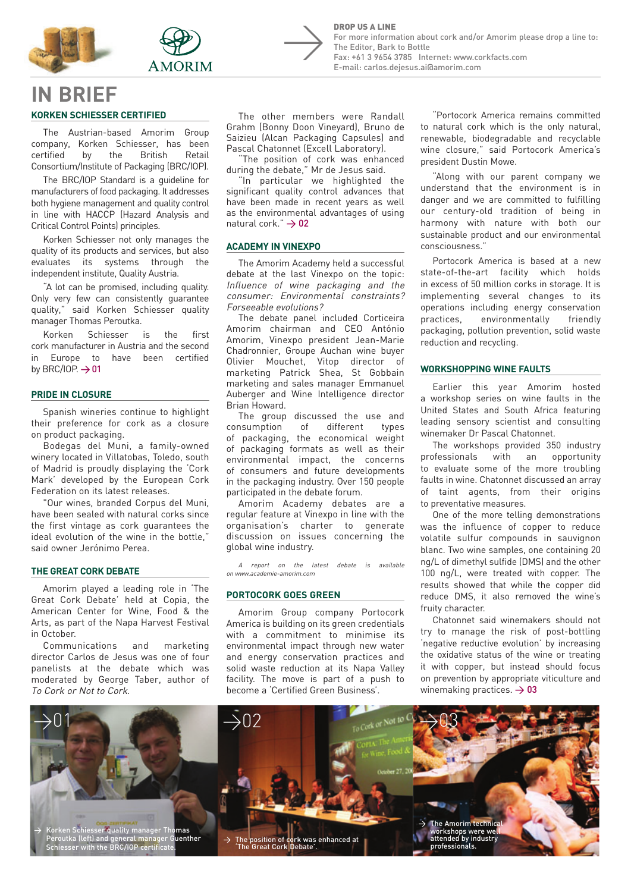**DROP US A LINE**
For more information about cork and/or Amorim please drop a line to:
The Editor, Bark to Bottle
Fax: +61 3 9654 3785 Internet: www.corkfacts.com
E-mail: carlos.dejesus.ai@amorim.com

# IN BRIEF

## KORKEN SCHIESSER CERTIFIED

The Austrian-based Amorim Group company, Korken Schiesser, has been certified by the British Retail Consortium/Institute of Packaging (BRC/IOP).

The BRC/IOP Standard is a guideline for manufacturers of food packaging. It addresses both hygiene management and quality control in line with HACCP (Hazard Analysis and Critical Control Points) principles.

Korken Schiesser not only manages the quality of its products and services, but also evaluates its systems through the independent institute, Quality Austria.

"A lot can be promised, including quality. Only very few can consistently guarantee quality," said Korken Schiesser quality manager Thomas Peroutka.

Korken Schiesser is the first cork manufacturer in Austria and the second in Europe to have been certified by BRC/IOP. → 01

## PRIDE IN CLOSURE

Spanish wineries continue to highlight their preference for cork as a closure on product packaging.

Bodegas del Muni, a family-owned winery located in Villatobas, Toledo, south of Madrid is proudly displaying the 'Cork Mark' developed by the European Cork Federation on its latest releases.

"Our wines, branded Corpus del Muni, have been sealed with natural corks since the first vintage as cork guarantees the ideal evolution of the wine in the bottle," said owner Jerónimo Perea.

## THE GREAT CORK DEBATE

Amorim played a leading role in 'The Great Cork Debate' held at Copia, the American Center for Wine, Food & the Arts, as part of the Napa Harvest Festival in October.

Communications and marketing director Carlos de Jesus was one of four panelists at the debate which was moderated by George Taber, author of *To Cork or Not to Cork*.

The other members were Randall Grahm (Bonny Doon Vineyard), Bruno de Saizieu (Alcan Packaging Capsules) and Pascal Chatonnet (Excell Laboratory).

"The position of cork was enhanced during the debate," Mr de Jesus said.

"In particular we highlighted the significant quality control advances that have been made in recent years as well as the environmental advantages of using natural cork." → 02

## ACADEMY IN VINEXPO

The Amorim Academy held a successful debate at the last Vinexpo on the topic: *Influence of wine packaging and the consumer: Environmental constraints? Forseeable evolutions?*

The debate panel included Corticeira Amorim chairman and CEO António Amorim, Vinexpo president Jean-Marie Chadronnier, Groupe Auchan wine buyer Olivier Mouchet, Vitop director of marketing Patrick Shea, St Gobbain marketing and sales manager Emmanuel Auberger and Wine Intelligence director Brian Howard.

The group discussed the use and consumption of different types of packaging, the economical weight of packaging formats as well as their environmental impact, the concerns of consumers and future developments in the packaging industry. Over 150 people participated in the debate forum.

Amorim Academy debates are a regular feature at Vinexpo in line with the organisation's charter to generate discussion on issues concerning the global wine industry.

*A report on the latest debate is available on www.academie-amorim.com*

## PORTOCORK GOES GREEN

Amorim Group company Portocork America is building on its green credentials with a commitment to minimise its environmental impact through new water and energy conservation practices and solid waste reduction at its Napa Valley facility. The move is part of a push to become a 'Certified Green Business'.

"Portocork America remains committed to natural cork which is the only natural, renewable, biodegradable and recyclable wine closure," said Portocork America's president Dustin Mowe.

"Along with our parent company we understand that the environment is in danger and we are committed to fulfilling our century-old tradition of being in harmony with nature with both our sustainable product and our environmental consciousness."

Portocork America is based at a new state-of-the-art facility which holds in excess of 50 million corks in storage. It is implementing several changes to its operations including energy conservation practices, environmentally friendly packaging, pollution prevention, solid waste reduction and recycling.

## WORKSHOPPING WINE FAULTS

Earlier this year Amorim hosted a workshop series on wine faults in the United States and South Africa featuring leading sensory scientist and consulting winemaker Dr Pascal Chatonnet.

The workshops provided 350 industry professionals with an opportunity to evaluate some of the more troubling faults in wine. Chatonnet discussed an array of taint agents, from their origins to preventative measures.

One of the more telling demonstrations was the influence of copper to reduce volatile sulfur compounds in sauvignon blanc. Two wine samples, one containing 20 ng/L of dimethyl sulfide (DMS) and the other 100 ng/L, were treated with copper. The results showed that while the copper did reduce DMS, it also removed the wine's fruity character.

Chatonnet said winemakers should not try to manage the risk of post-bottling 'negative reductive evolution' by increasing the oxidative status of the wine or treating it with copper, but instead should focus on prevention by appropriate viticulture and winemaking practices. → 03

→01
→ Korken Schiesser quality manager Thomas Peroutka (left) and general manager Guenther Schiesser with the BRC/IOP certificate.

→02
→ The position of cork was enhanced at 'The Great Cork Debate'.

→03
→ The Amorim technical workshops were well attended by industry professionals.